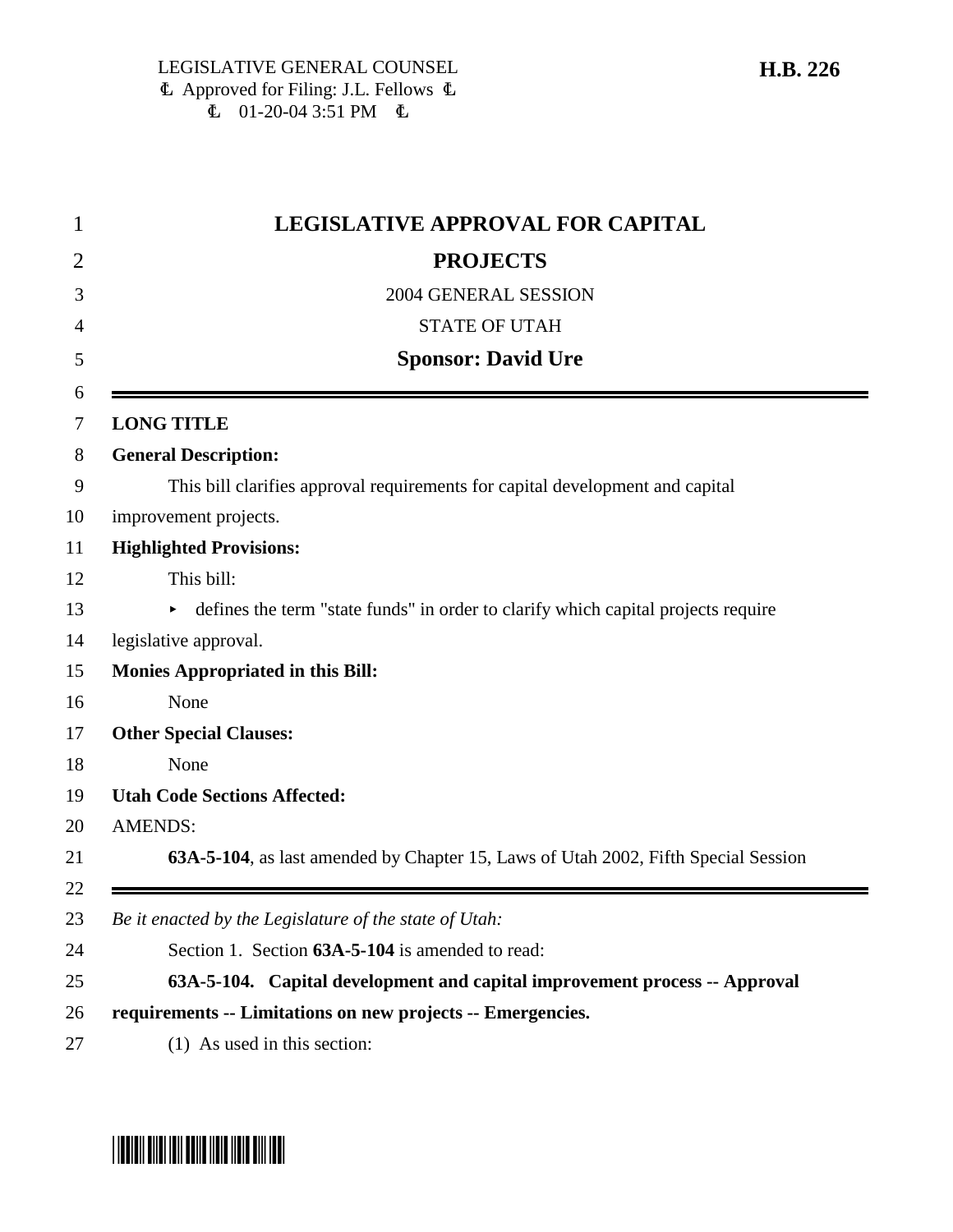LEGISLATIVE GENERAL COUNSEL
Approved for Filing: J.L. Fellows
01-20-04 3:51 PM

**H.B. 226**

# LEGISLATIVE APPROVAL FOR CAPITAL PROJECTS

2004 GENERAL SESSION

STATE OF UTAH

**Sponsor: David Ure**

---

**LONG TITLE**

**General Description:**

This bill clarifies approval requirements for capital development and capital improvement projects.

**Highlighted Provisions:**

This bill:

- defines the term "state funds" in order to clarify which capital projects require legislative approval.

**Monies Appropriated in this Bill:**

None

**Other Special Clauses:**

None

**Utah Code Sections Affected:**

AMENDS:

**63A-5-104**, as last amended by Chapter 15, Laws of Utah 2002, Fifth Special Session

---

*Be it enacted by the Legislature of the state of Utah:*

Section 1. Section **63A-5-104** is amended to read:

**63A-5-104. Capital development and capital improvement process -- Approval requirements -- Limitations on new projects -- Emergencies.**

(1) As used in this section: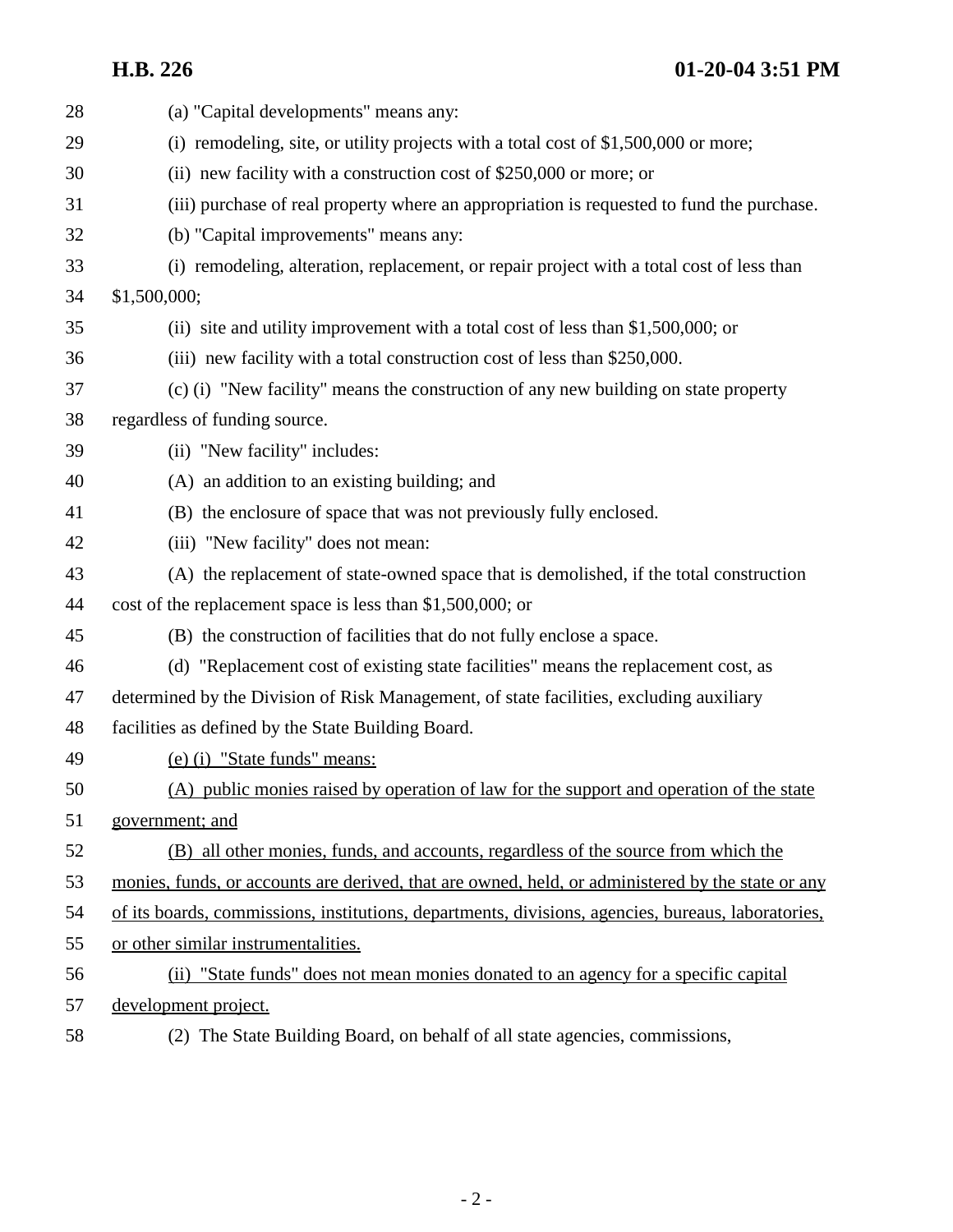(a) "Capital developments" means any:

(i) remodeling, site, or utility projects with a total cost of $1,500,000 or more;

(ii) new facility with a construction cost of $250,000 or more; or

(iii) purchase of real property where an appropriation is requested to fund the purchase.

(b) "Capital improvements" means any:

(i) remodeling, alteration, replacement, or repair project with a total cost of less than $1,500,000;

(ii) site and utility improvement with a total cost of less than $1,500,000; or

(iii) new facility with a total construction cost of less than $250,000.

(c) (i) "New facility" means the construction of any new building on state property regardless of funding source.

(ii) "New facility" includes:

(A) an addition to an existing building; and

(B) the enclosure of space that was not previously fully enclosed.

(iii) "New facility" does not mean:

(A) the replacement of state-owned space that is demolished, if the total construction cost of the replacement space is less than $1,500,000; or

(B) the construction of facilities that do not fully enclose a space.

(d) "Replacement cost of existing state facilities" means the replacement cost, as determined by the Division of Risk Management, of state facilities, excluding auxiliary facilities as defined by the State Building Board.

<u>(e) (i) "State funds" means:</u>

<u>(A) public monies raised by operation of law for the support and operation of the state government; and</u>

<u>(B) all other monies, funds, and accounts, regardless of the source from which the monies, funds, or accounts are derived, that are owned, held, or administered by the state or any of its boards, commissions, institutions, departments, divisions, agencies, bureaus, laboratories, or other similar instrumentalities.</u>

<u>(ii) "State funds" does not mean monies donated to an agency for a specific capital development project.</u>

(2) The State Building Board, on behalf of all state agencies, commissions,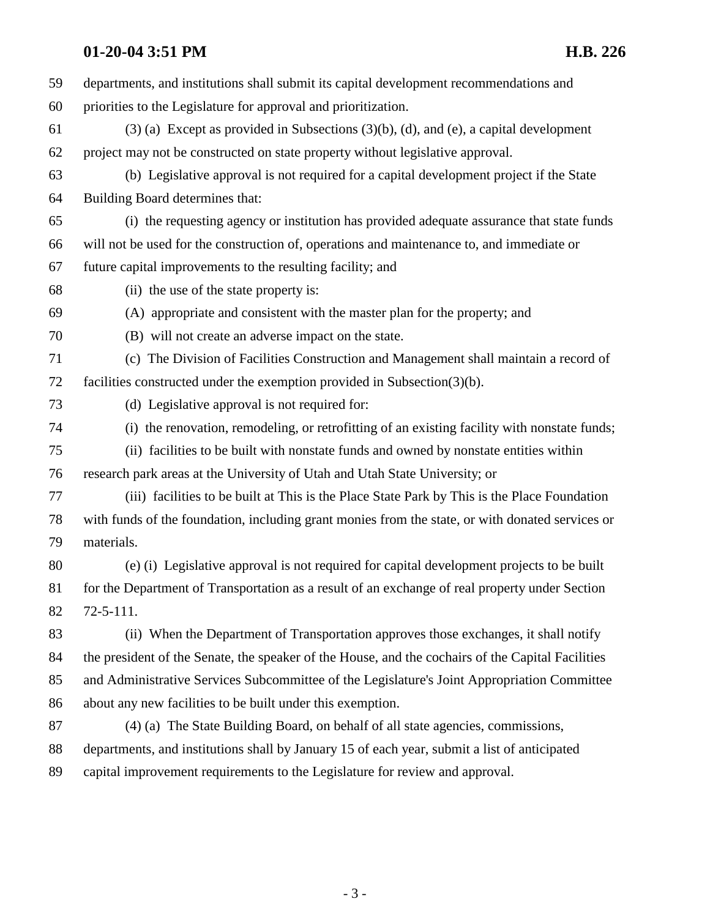departments, and institutions shall submit its capital development recommendations and priorities to the Legislature for approval and prioritization.

(3) (a) Except as provided in Subsections (3)(b), (d), and (e), a capital development project may not be constructed on state property without legislative approval.

(b) Legislative approval is not required for a capital development project if the State Building Board determines that:

(i) the requesting agency or institution has provided adequate assurance that state funds will not be used for the construction of, operations and maintenance to, and immediate or future capital improvements to the resulting facility; and

(ii) the use of the state property is:

(A) appropriate and consistent with the master plan for the property; and

(B) will not create an adverse impact on the state.

(c) The Division of Facilities Construction and Management shall maintain a record of facilities constructed under the exemption provided in Subsection(3)(b).

(d) Legislative approval is not required for:

(i) the renovation, remodeling, or retrofitting of an existing facility with nonstate funds;

(ii) facilities to be built with nonstate funds and owned by nonstate entities within research park areas at the University of Utah and Utah State University; or

(iii) facilities to be built at This is the Place State Park by This is the Place Foundation with funds of the foundation, including grant monies from the state, or with donated services or materials.

(e) (i) Legislative approval is not required for capital development projects to be built for the Department of Transportation as a result of an exchange of real property under Section 72-5-111.

(ii) When the Department of Transportation approves those exchanges, it shall notify the president of the Senate, the speaker of the House, and the cochairs of the Capital Facilities and Administrative Services Subcommittee of the Legislature's Joint Appropriation Committee about any new facilities to be built under this exemption.

(4) (a) The State Building Board, on behalf of all state agencies, commissions, departments, and institutions shall by January 15 of each year, submit a list of anticipated capital improvement requirements to the Legislature for review and approval.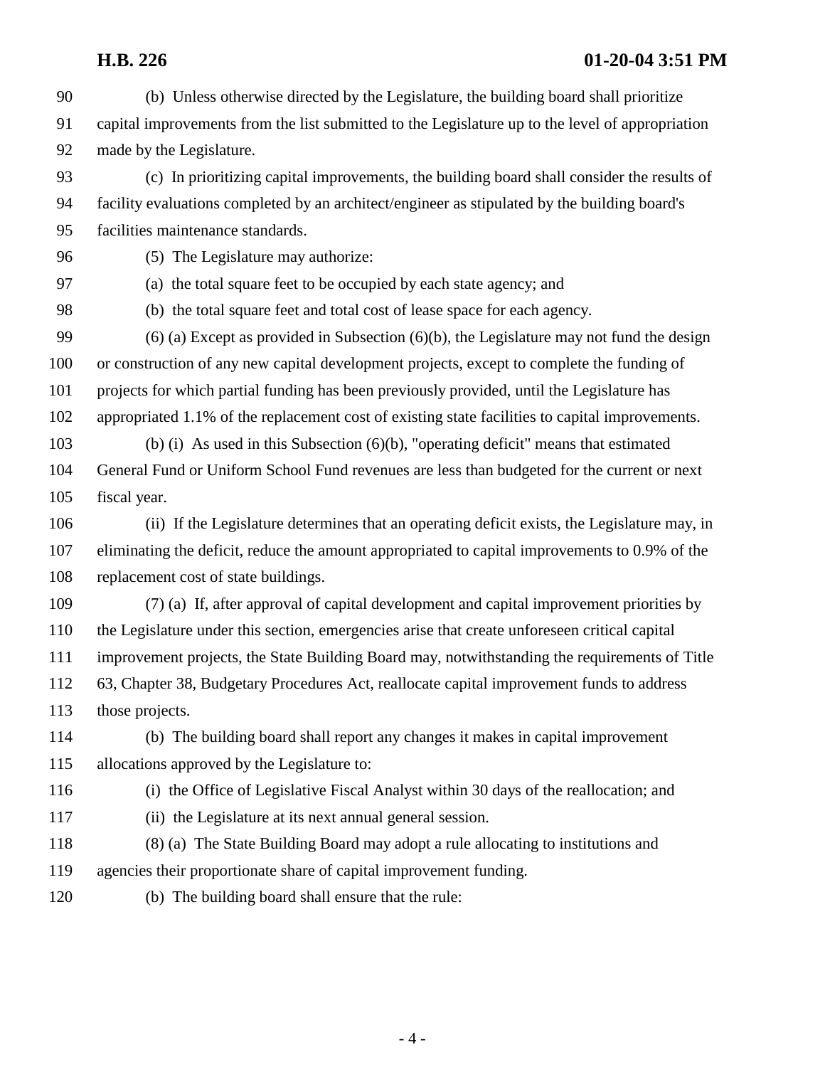(b) Unless otherwise directed by the Legislature, the building board shall prioritize capital improvements from the list submitted to the Legislature up to the level of appropriation made by the Legislature.

(c) In prioritizing capital improvements, the building board shall consider the results of facility evaluations completed by an architect/engineer as stipulated by the building board's facilities maintenance standards.

(5) The Legislature may authorize:

(a) the total square feet to be occupied by each state agency; and

(b) the total square feet and total cost of lease space for each agency.

(6) (a) Except as provided in Subsection (6)(b), the Legislature may not fund the design or construction of any new capital development projects, except to complete the funding of projects for which partial funding has been previously provided, until the Legislature has appropriated 1.1% of the replacement cost of existing state facilities to capital improvements.

(b) (i) As used in this Subsection (6)(b), "operating deficit" means that estimated General Fund or Uniform School Fund revenues are less than budgeted for the current or next fiscal year.

(ii) If the Legislature determines that an operating deficit exists, the Legislature may, in eliminating the deficit, reduce the amount appropriated to capital improvements to 0.9% of the replacement cost of state buildings.

(7) (a) If, after approval of capital development and capital improvement priorities by the Legislature under this section, emergencies arise that create unforeseen critical capital improvement projects, the State Building Board may, notwithstanding the requirements of Title 63, Chapter 38, Budgetary Procedures Act, reallocate capital improvement funds to address those projects.

(b) The building board shall report any changes it makes in capital improvement allocations approved by the Legislature to:

(i) the Office of Legislative Fiscal Analyst within 30 days of the reallocation; and

(ii) the Legislature at its next annual general session.

(8) (a) The State Building Board may adopt a rule allocating to institutions and agencies their proportionate share of capital improvement funding.

(b) The building board shall ensure that the rule: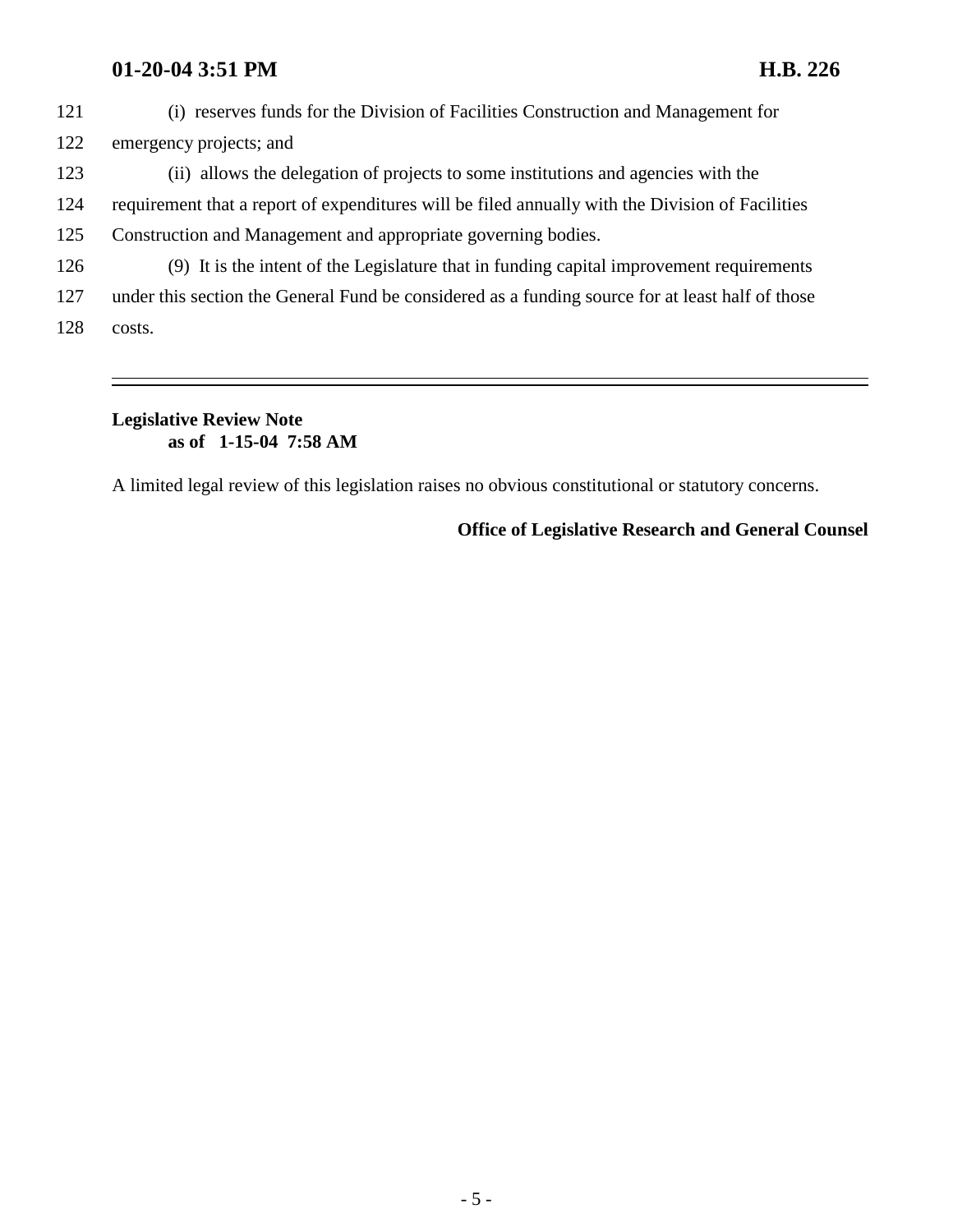(i) reserves funds for the Division of Facilities Construction and Management for emergency projects; and

(ii) allows the delegation of projects to some institutions and agencies with the requirement that a report of expenditures will be filed annually with the Division of Facilities Construction and Management and appropriate governing bodies.

(9) It is the intent of the Legislature that in funding capital improvement requirements under this section the General Fund be considered as a funding source for at least half of those costs.

---

**Legislative Review Note**
**as of 1-15-04 7:58 AM**

A limited legal review of this legislation raises no obvious constitutional or statutory concerns.

**Office of Legislative Research and General Counsel**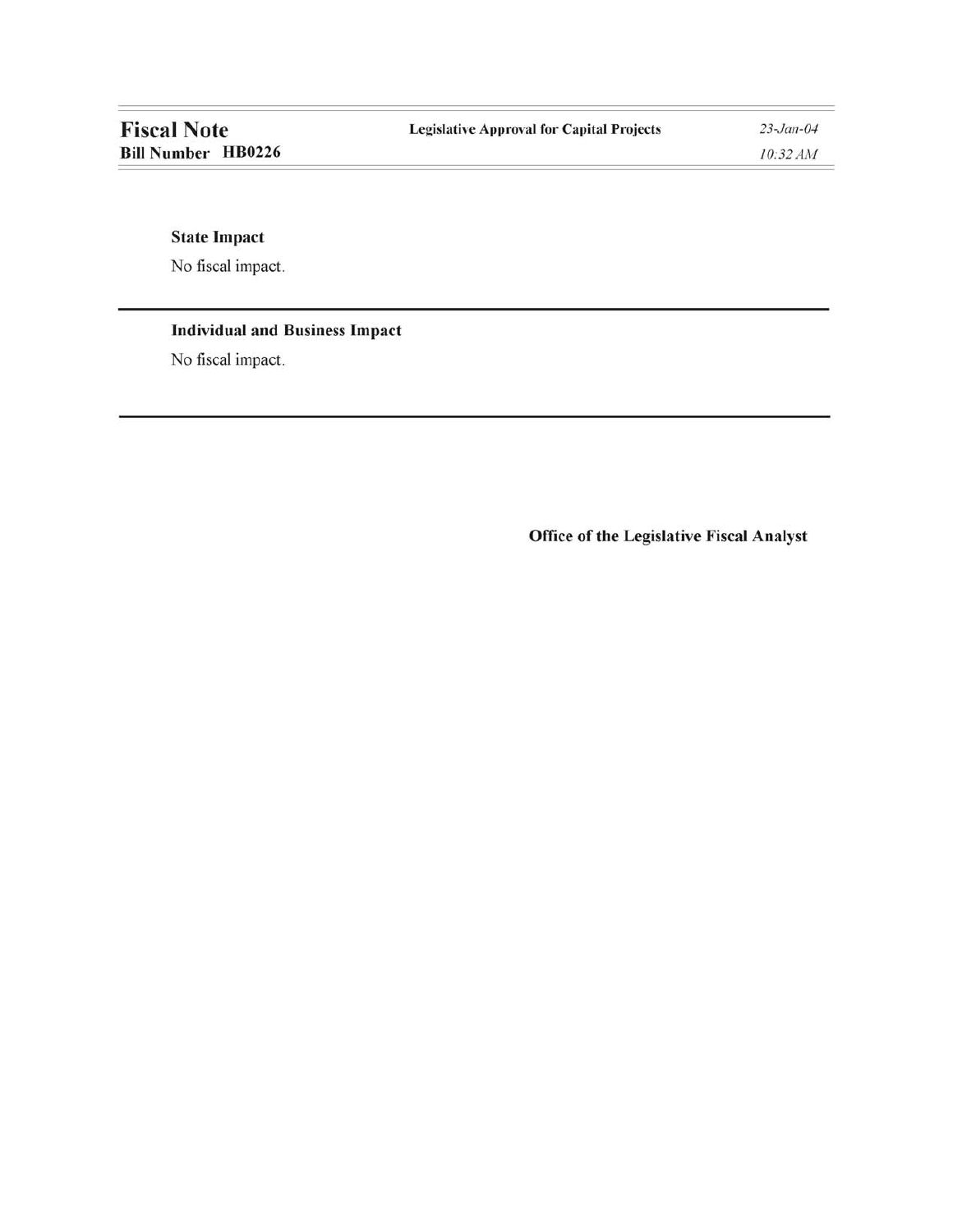# Fiscal Note

**Bill Number HB0226**

**Legislative Approval for Capital Projects**

*23-Jan-04*

*10:32 AM*

---

**State Impact**

No fiscal impact.

---

**Individual and Business Impact**

No fiscal impact.

---

**Office of the Legislative Fiscal Analyst**